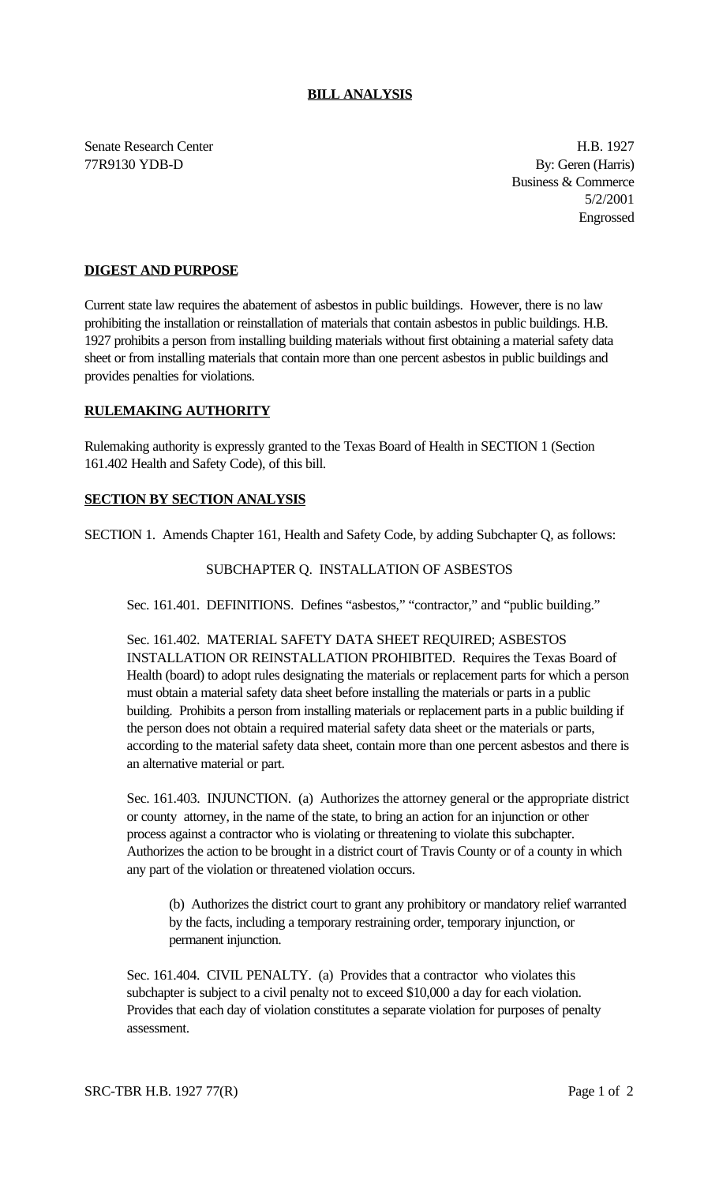# BILL ANALYSIS

Senate Research Center
77R9130 YDB-D

H.B. 1927
By: Geren (Harris)
Business & Commerce
5/2/2001
Engrossed

## DIGEST AND PURPOSE

Current state law requires the abatement of asbestos in public buildings. However, there is no law prohibiting the installation or reinstallation of materials that contain asbestos in public buildings. H.B. 1927 prohibits a person from installing building materials without first obtaining a material safety data sheet or from installing materials that contain more than one percent asbestos in public buildings and provides penalties for violations.

## RULEMAKING AUTHORITY

Rulemaking authority is expressly granted to the Texas Board of Health in SECTION 1 (Section 161.402 Health and Safety Code), of this bill.

## SECTION BY SECTION ANALYSIS

SECTION 1. Amends Chapter 161, Health and Safety Code, by adding Subchapter Q, as follows:

SUBCHAPTER Q. INSTALLATION OF ASBESTOS

Sec. 161.401. DEFINITIONS. Defines "asbestos," "contractor," and "public building."

Sec. 161.402. MATERIAL SAFETY DATA SHEET REQUIRED; ASBESTOS INSTALLATION OR REINSTALLATION PROHIBITED. Requires the Texas Board of Health (board) to adopt rules designating the materials or replacement parts for which a person must obtain a material safety data sheet before installing the materials or parts in a public building. Prohibits a person from installing materials or replacement parts in a public building if the person does not obtain a required material safety data sheet or the materials or parts, according to the material safety data sheet, contain more than one percent asbestos and there is an alternative material or part.

Sec. 161.403. INJUNCTION. (a) Authorizes the attorney general or the appropriate district or county attorney, in the name of the state, to bring an action for an injunction or other process against a contractor who is violating or threatening to violate this subchapter. Authorizes the action to be brought in a district court of Travis County or of a county in which any part of the violation or threatened violation occurs.

(b) Authorizes the district court to grant any prohibitory or mandatory relief warranted by the facts, including a temporary restraining order, temporary injunction, or permanent injunction.

Sec. 161.404. CIVIL PENALTY. (a) Provides that a contractor who violates this subchapter is subject to a civil penalty not to exceed $10,000 a day for each violation. Provides that each day of violation constitutes a separate violation for purposes of penalty assessment.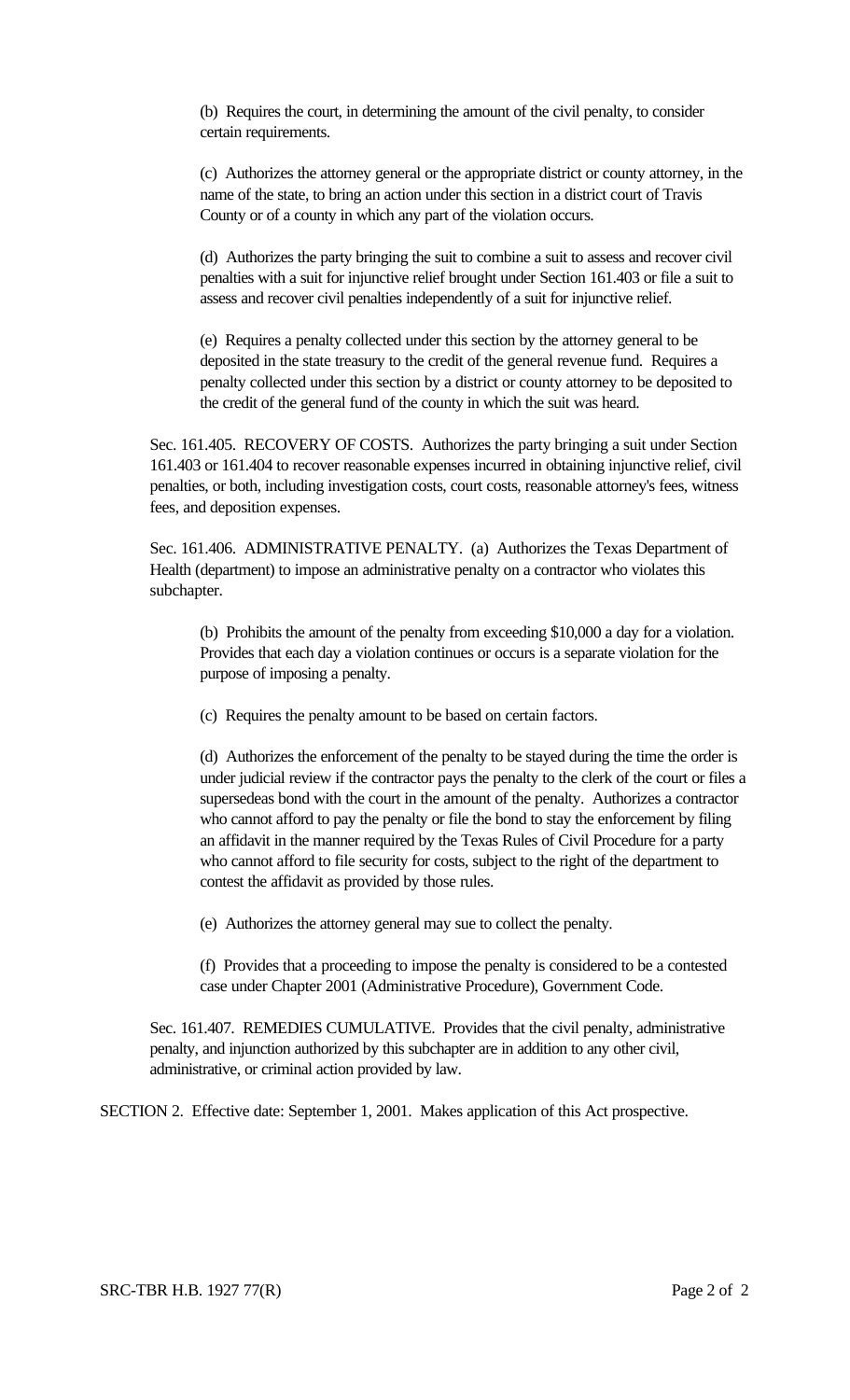(b) Requires the court, in determining the amount of the civil penalty, to consider certain requirements.

(c) Authorizes the attorney general or the appropriate district or county attorney, in the name of the state, to bring an action under this section in a district court of Travis County or of a county in which any part of the violation occurs.

(d) Authorizes the party bringing the suit to combine a suit to assess and recover civil penalties with a suit for injunctive relief brought under Section 161.403 or file a suit to assess and recover civil penalties independently of a suit for injunctive relief.

(e) Requires a penalty collected under this section by the attorney general to be deposited in the state treasury to the credit of the general revenue fund. Requires a penalty collected under this section by a district or county attorney to be deposited to the credit of the general fund of the county in which the suit was heard.

Sec. 161.405. RECOVERY OF COSTS. Authorizes the party bringing a suit under Section 161.403 or 161.404 to recover reasonable expenses incurred in obtaining injunctive relief, civil penalties, or both, including investigation costs, court costs, reasonable attorney's fees, witness fees, and deposition expenses.

Sec. 161.406. ADMINISTRATIVE PENALTY. (a) Authorizes the Texas Department of Health (department) to impose an administrative penalty on a contractor who violates this subchapter.

(b) Prohibits the amount of the penalty from exceeding $10,000 a day for a violation. Provides that each day a violation continues or occurs is a separate violation for the purpose of imposing a penalty.

(c) Requires the penalty amount to be based on certain factors.

(d) Authorizes the enforcement of the penalty to be stayed during the time the order is under judicial review if the contractor pays the penalty to the clerk of the court or files a supersedeas bond with the court in the amount of the penalty. Authorizes a contractor who cannot afford to pay the penalty or file the bond to stay the enforcement by filing an affidavit in the manner required by the Texas Rules of Civil Procedure for a party who cannot afford to file security for costs, subject to the right of the department to contest the affidavit as provided by those rules.

(e) Authorizes the attorney general may sue to collect the penalty.

(f) Provides that a proceeding to impose the penalty is considered to be a contested case under Chapter 2001 (Administrative Procedure), Government Code.

Sec. 161.407. REMEDIES CUMULATIVE. Provides that the civil penalty, administrative penalty, and injunction authorized by this subchapter are in addition to any other civil, administrative, or criminal action provided by law.

SECTION 2. Effective date: September 1, 2001. Makes application of this Act prospective.

SRC-TBR H.B. 1927 77(R)